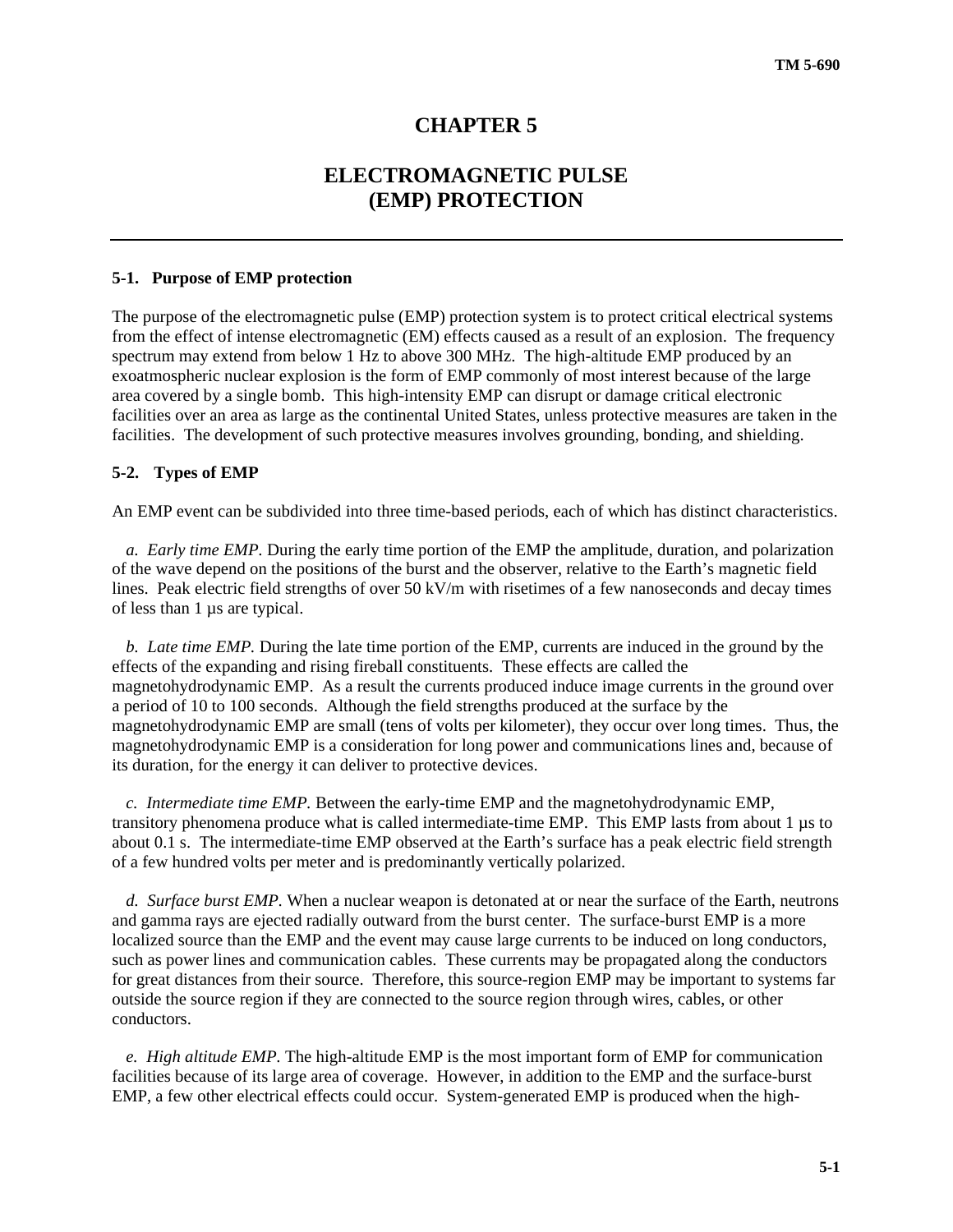# CHAPTER 5

# ELECTROMAGNETIC PULSE (EMP) PROTECTION

### 5-1. Purpose of EMP protection

The purpose of the electromagnetic pulse (EMP) protection system is to protect critical electrical systems from the effect of intense electromagnetic (EM) effects caused as a result of an explosion. The frequency spectrum may extend from below 1 Hz to above 300 MHz. The high-altitude EMP produced by an exoatmospheric nuclear explosion is the form of EMP commonly of most interest because of the large area covered by a single bomb. This high-intensity EMP can disrupt or damage critical electronic facilities over an area as large as the continental United States, unless protective measures are taken in the facilities. The development of such protective measures involves grounding, bonding, and shielding.

### 5-2. Types of EMP

An EMP event can be subdivided into three time-based periods, each of which has distinct characteristics.

*a. Early time EMP*. During the early time portion of the EMP the amplitude, duration, and polarization of the wave depend on the positions of the burst and the observer, relative to the Earth's magnetic field lines. Peak electric field strengths of over 50 kV/m with risetimes of a few nanoseconds and decay times of less than 1 µs are typical.

*b. Late time EMP.* During the late time portion of the EMP, currents are induced in the ground by the effects of the expanding and rising fireball constituents. These effects are called the magnetohydrodynamic EMP. As a result the currents produced induce image currents in the ground over a period of 10 to 100 seconds. Although the field strengths produced at the surface by the magnetohydrodynamic EMP are small (tens of volts per kilometer), they occur over long times. Thus, the magnetohydrodynamic EMP is a consideration for long power and communications lines and, because of its duration, for the energy it can deliver to protective devices.

*c. Intermediate time EMP.* Between the early-time EMP and the magnetohydrodynamic EMP, transitory phenomena produce what is called intermediate-time EMP. This EMP lasts from about 1 µs to about 0.1 s. The intermediate-time EMP observed at the Earth's surface has a peak electric field strength of a few hundred volts per meter and is predominantly vertically polarized.

*d. Surface burst EMP.* When a nuclear weapon is detonated at or near the surface of the Earth, neutrons and gamma rays are ejected radially outward from the burst center. The surface-burst EMP is a more localized source than the EMP and the event may cause large currents to be induced on long conductors, such as power lines and communication cables. These currents may be propagated along the conductors for great distances from their source. Therefore, this source-region EMP may be important to systems far outside the source region if they are connected to the source region through wires, cables, or other conductors.

*e. High altitude EMP.* The high-altitude EMP is the most important form of EMP for communication facilities because of its large area of coverage. However, in addition to the EMP and the surface-burst EMP, a few other electrical effects could occur. System-generated EMP is produced when the high-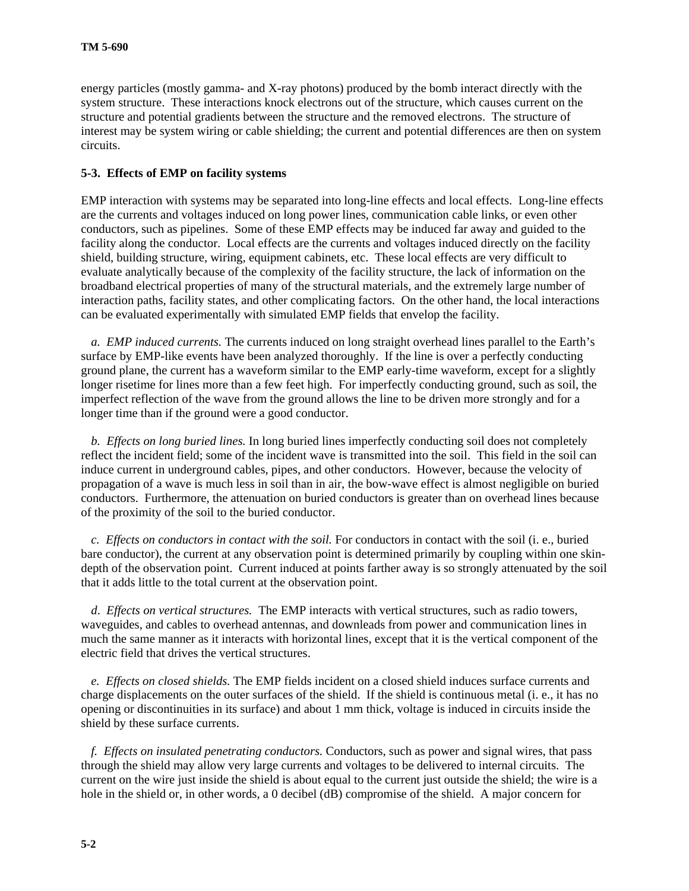energy particles (mostly gamma- and X-ray photons) produced by the bomb interact directly with the system structure. These interactions knock electrons out of the structure, which causes current on the structure and potential gradients between the structure and the removed electrons. The structure of interest may be system wiring or cable shielding; the current and potential differences are then on system circuits.

### 5-3. Effects of EMP on facility systems

EMP interaction with systems may be separated into long-line effects and local effects. Long-line effects are the currents and voltages induced on long power lines, communication cable links, or even other conductors, such as pipelines. Some of these EMP effects may be induced far away and guided to the facility along the conductor. Local effects are the currents and voltages induced directly on the facility shield, building structure, wiring, equipment cabinets, etc. These local effects are very difficult to evaluate analytically because of the complexity of the facility structure, the lack of information on the broadband electrical properties of many of the structural materials, and the extremely large number of interaction paths, facility states, and other complicating factors. On the other hand, the local interactions can be evaluated experimentally with simulated EMP fields that envelop the facility.

*a. EMP induced currents.* The currents induced on long straight overhead lines parallel to the Earth's surface by EMP-like events have been analyzed thoroughly. If the line is over a perfectly conducting ground plane, the current has a waveform similar to the EMP early-time waveform, except for a slightly longer risetime for lines more than a few feet high. For imperfectly conducting ground, such as soil, the imperfect reflection of the wave from the ground allows the line to be driven more strongly and for a longer time than if the ground were a good conductor.

*b. Effects on long buried lines.* In long buried lines imperfectly conducting soil does not completely reflect the incident field; some of the incident wave is transmitted into the soil. This field in the soil can induce current in underground cables, pipes, and other conductors. However, because the velocity of propagation of a wave is much less in soil than in air, the bow-wave effect is almost negligible on buried conductors. Furthermore, the attenuation on buried conductors is greater than on overhead lines because of the proximity of the soil to the buried conductor.

*c. Effects on conductors in contact with the soil.* For conductors in contact with the soil (i. e., buried bare conductor), the current at any observation point is determined primarily by coupling within one skin-depth of the observation point. Current induced at points farther away is so strongly attenuated by the soil that it adds little to the total current at the observation point.

*d. Effects on vertical structures.* The EMP interacts with vertical structures, such as radio towers, waveguides, and cables to overhead antennas, and downleads from power and communication lines in much the same manner as it interacts with horizontal lines, except that it is the vertical component of the electric field that drives the vertical structures.

*e. Effects on closed shields.* The EMP fields incident on a closed shield induces surface currents and charge displacements on the outer surfaces of the shield. If the shield is continuous metal (i. e., it has no opening or discontinuities in its surface) and about 1 mm thick, voltage is induced in circuits inside the shield by these surface currents.

*f. Effects on insulated penetrating conductors.* Conductors, such as power and signal wires, that pass through the shield may allow very large currents and voltages to be delivered to internal circuits. The current on the wire just inside the shield is about equal to the current just outside the shield; the wire is a hole in the shield or, in other words, a 0 decibel (dB) compromise of the shield. A major concern for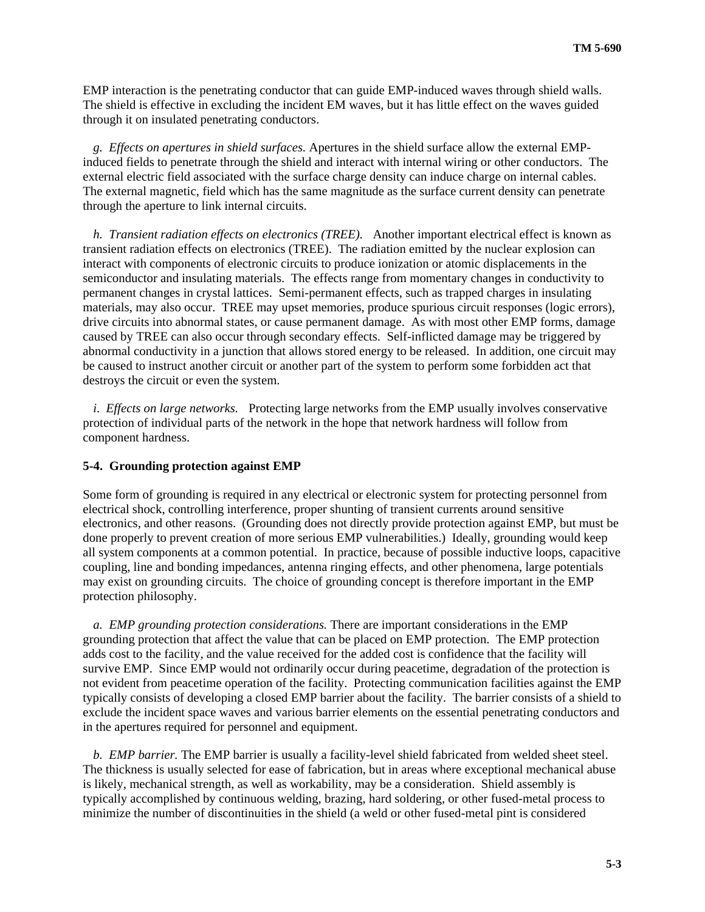EMP interaction is the penetrating conductor that can guide EMP-induced waves through shield walls. The shield is effective in excluding the incident EM waves, but it has little effect on the waves guided through it on insulated penetrating conductors.

*g. Effects on apertures in shield surfaces.* Apertures in the shield surface allow the external EMP-induced fields to penetrate through the shield and interact with internal wiring or other conductors. The external electric field associated with the surface charge density can induce charge on internal cables. The external magnetic, field which has the same magnitude as the surface current density can penetrate through the aperture to link internal circuits.

*h. Transient radiation effects on electronics (TREE).* Another important electrical effect is known as transient radiation effects on electronics (TREE). The radiation emitted by the nuclear explosion can interact with components of electronic circuits to produce ionization or atomic displacements in the semiconductor and insulating materials. The effects range from momentary changes in conductivity to permanent changes in crystal lattices. Semi-permanent effects, such as trapped charges in insulating materials, may also occur. TREE may upset memories, produce spurious circuit responses (logic errors), drive circuits into abnormal states, or cause permanent damage. As with most other EMP forms, damage caused by TREE can also occur through secondary effects. Self-inflicted damage may be triggered by abnormal conductivity in a junction that allows stored energy to be released. In addition, one circuit may be caused to instruct another circuit or another part of the system to perform some forbidden act that destroys the circuit or even the system.

*i. Effects on large networks.* Protecting large networks from the EMP usually involves conservative protection of individual parts of the network in the hope that network hardness will follow from component hardness.

### 5-4. Grounding protection against EMP

Some form of grounding is required in any electrical or electronic system for protecting personnel from electrical shock, controlling interference, proper shunting of transient currents around sensitive electronics, and other reasons. (Grounding does not directly provide protection against EMP, but must be done properly to prevent creation of more serious EMP vulnerabilities.) Ideally, grounding would keep all system components at a common potential. In practice, because of possible inductive loops, capacitive coupling, line and bonding impedances, antenna ringing effects, and other phenomena, large potentials may exist on grounding circuits. The choice of grounding concept is therefore important in the EMP protection philosophy.

*a. EMP grounding protection considerations.* There are important considerations in the EMP grounding protection that affect the value that can be placed on EMP protection. The EMP protection adds cost to the facility, and the value received for the added cost is confidence that the facility will survive EMP. Since EMP would not ordinarily occur during peacetime, degradation of the protection is not evident from peacetime operation of the facility. Protecting communication facilities against the EMP typically consists of developing a closed EMP barrier about the facility. The barrier consists of a shield to exclude the incident space waves and various barrier elements on the essential penetrating conductors and in the apertures required for personnel and equipment.

*b. EMP barrier.* The EMP barrier is usually a facility-level shield fabricated from welded sheet steel. The thickness is usually selected for ease of fabrication, but in areas where exceptional mechanical abuse is likely, mechanical strength, as well as workability, may be a consideration. Shield assembly is typically accomplished by continuous welding, brazing, hard soldering, or other fused-metal process to minimize the number of discontinuities in the shield (a weld or other fused-metal pint is considered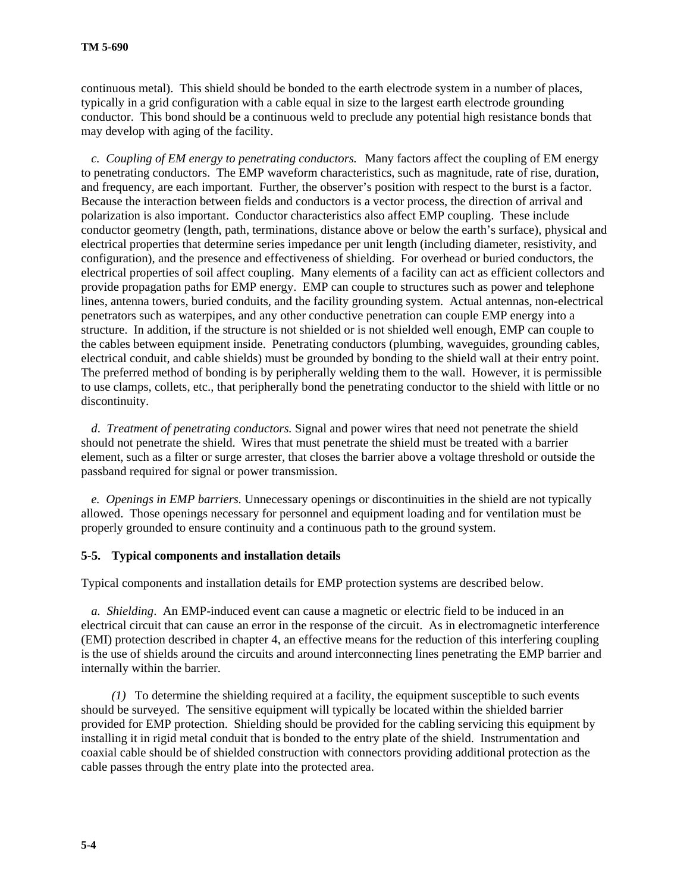continuous metal). This shield should be bonded to the earth electrode system in a number of places, typically in a grid configuration with a cable equal in size to the largest earth electrode grounding conductor. This bond should be a continuous weld to preclude any potential high resistance bonds that may develop with aging of the facility.

*c. Coupling of EM energy to penetrating conductors.* Many factors affect the coupling of EM energy to penetrating conductors. The EMP waveform characteristics, such as magnitude, rate of rise, duration, and frequency, are each important. Further, the observer's position with respect to the burst is a factor. Because the interaction between fields and conductors is a vector process, the direction of arrival and polarization is also important. Conductor characteristics also affect EMP coupling. These include conductor geometry (length, path, terminations, distance above or below the earth's surface), physical and electrical properties that determine series impedance per unit length (including diameter, resistivity, and configuration), and the presence and effectiveness of shielding. For overhead or buried conductors, the electrical properties of soil affect coupling. Many elements of a facility can act as efficient collectors and provide propagation paths for EMP energy. EMP can couple to structures such as power and telephone lines, antenna towers, buried conduits, and the facility grounding system. Actual antennas, non-electrical penetrators such as waterpipes, and any other conductive penetration can couple EMP energy into a structure. In addition, if the structure is not shielded or is not shielded well enough, EMP can couple to the cables between equipment inside. Penetrating conductors (plumbing, waveguides, grounding cables, electrical conduit, and cable shields) must be grounded by bonding to the shield wall at their entry point. The preferred method of bonding is by peripherally welding them to the wall. However, it is permissible to use clamps, collets, etc., that peripherally bond the penetrating conductor to the shield with little or no discontinuity.

*d. Treatment of penetrating conductors.* Signal and power wires that need not penetrate the shield should not penetrate the shield. Wires that must penetrate the shield must be treated with a barrier element, such as a filter or surge arrester, that closes the barrier above a voltage threshold or outside the passband required for signal or power transmission.

*e. Openings in EMP barriers.* Unnecessary openings or discontinuities in the shield are not typically allowed. Those openings necessary for personnel and equipment loading and for ventilation must be properly grounded to ensure continuity and a continuous path to the ground system.

## 5-5. Typical components and installation details

Typical components and installation details for EMP protection systems are described below.

*a. Shielding*. An EMP-induced event can cause a magnetic or electric field to be induced in an electrical circuit that can cause an error in the response of the circuit. As in electromagnetic interference (EMI) protection described in chapter 4, an effective means for the reduction of this interfering coupling is the use of shields around the circuits and around interconnecting lines penetrating the EMP barrier and internally within the barrier.

*(1)* To determine the shielding required at a facility, the equipment susceptible to such events should be surveyed. The sensitive equipment will typically be located within the shielded barrier provided for EMP protection. Shielding should be provided for the cabling servicing this equipment by installing it in rigid metal conduit that is bonded to the entry plate of the shield. Instrumentation and coaxial cable should be of shielded construction with connectors providing additional protection as the cable passes through the entry plate into the protected area.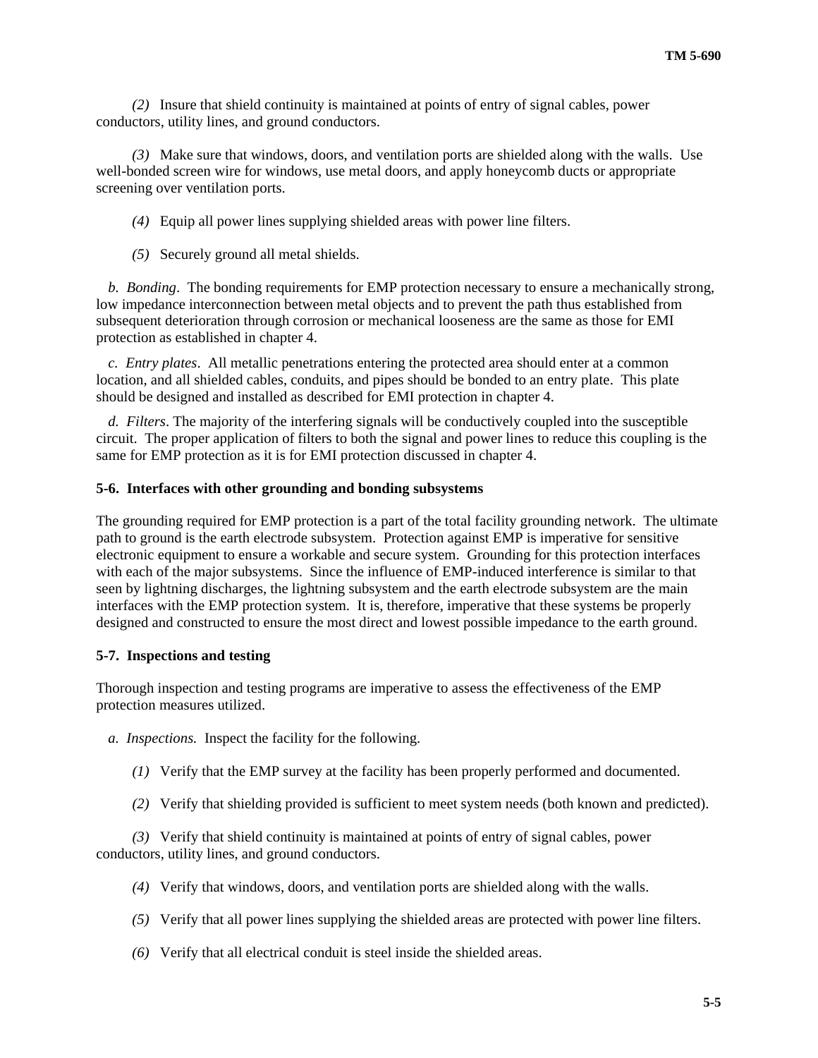*(2)* Insure that shield continuity is maintained at points of entry of signal cables, power conductors, utility lines, and ground conductors.

*(3)* Make sure that windows, doors, and ventilation ports are shielded along with the walls. Use well-bonded screen wire for windows, use metal doors, and apply honeycomb ducts or appropriate screening over ventilation ports.

*(4)* Equip all power lines supplying shielded areas with power line filters.

*(5)* Securely ground all metal shields.

*b. Bonding*. The bonding requirements for EMP protection necessary to ensure a mechanically strong, low impedance interconnection between metal objects and to prevent the path thus established from subsequent deterioration through corrosion or mechanical looseness are the same as those for EMI protection as established in chapter 4.

*c. Entry plates*. All metallic penetrations entering the protected area should enter at a common location, and all shielded cables, conduits, and pipes should be bonded to an entry plate. This plate should be designed and installed as described for EMI protection in chapter 4.

*d. Filters*. The majority of the interfering signals will be conductively coupled into the susceptible circuit. The proper application of filters to both the signal and power lines to reduce this coupling is the same for EMP protection as it is for EMI protection discussed in chapter 4.

**5-6. Interfaces with other grounding and bonding subsystems**

The grounding required for EMP protection is a part of the total facility grounding network. The ultimate path to ground is the earth electrode subsystem. Protection against EMP is imperative for sensitive electronic equipment to ensure a workable and secure system. Grounding for this protection interfaces with each of the major subsystems. Since the influence of EMP-induced interference is similar to that seen by lightning discharges, the lightning subsystem and the earth electrode subsystem are the main interfaces with the EMP protection system. It is, therefore, imperative that these systems be properly designed and constructed to ensure the most direct and lowest possible impedance to the earth ground.

**5-7. Inspections and testing**

Thorough inspection and testing programs are imperative to assess the effectiveness of the EMP protection measures utilized.

*a. Inspections.* Inspect the facility for the following.

*(1)* Verify that the EMP survey at the facility has been properly performed and documented.

*(2)* Verify that shielding provided is sufficient to meet system needs (both known and predicted).

*(3)* Verify that shield continuity is maintained at points of entry of signal cables, power conductors, utility lines, and ground conductors.

*(4)* Verify that windows, doors, and ventilation ports are shielded along with the walls.

*(5)* Verify that all power lines supplying the shielded areas are protected with power line filters.

*(6)* Verify that all electrical conduit is steel inside the shielded areas.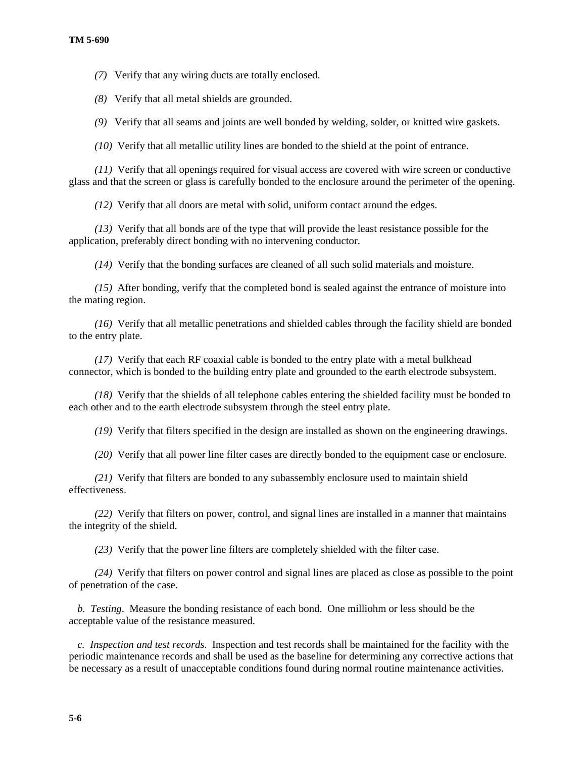*(7)* Verify that any wiring ducts are totally enclosed.

*(8)* Verify that all metal shields are grounded.

*(9)* Verify that all seams and joints are well bonded by welding, solder, or knitted wire gaskets.

*(10)* Verify that all metallic utility lines are bonded to the shield at the point of entrance.

*(11)* Verify that all openings required for visual access are covered with wire screen or conductive glass and that the screen or glass is carefully bonded to the enclosure around the perimeter of the opening.

*(12)* Verify that all doors are metal with solid, uniform contact around the edges.

*(13)* Verify that all bonds are of the type that will provide the least resistance possible for the application, preferably direct bonding with no intervening conductor.

*(14)* Verify that the bonding surfaces are cleaned of all such solid materials and moisture.

*(15)* After bonding, verify that the completed bond is sealed against the entrance of moisture into the mating region.

*(16)* Verify that all metallic penetrations and shielded cables through the facility shield are bonded to the entry plate.

*(17)* Verify that each RF coaxial cable is bonded to the entry plate with a metal bulkhead connector, which is bonded to the building entry plate and grounded to the earth electrode subsystem.

*(18)* Verify that the shields of all telephone cables entering the shielded facility must be bonded to each other and to the earth electrode subsystem through the steel entry plate.

*(19)* Verify that filters specified in the design are installed as shown on the engineering drawings.

*(20)* Verify that all power line filter cases are directly bonded to the equipment case or enclosure.

*(21)* Verify that filters are bonded to any subassembly enclosure used to maintain shield effectiveness.

*(22)* Verify that filters on power, control, and signal lines are installed in a manner that maintains the integrity of the shield.

*(23)* Verify that the power line filters are completely shielded with the filter case.

*(24)* Verify that filters on power control and signal lines are placed as close as possible to the point of penetration of the case.

*b. Testing*. Measure the bonding resistance of each bond. One milliohm or less should be the acceptable value of the resistance measured.

*c. Inspection and test records*. Inspection and test records shall be maintained for the facility with the periodic maintenance records and shall be used as the baseline for determining any corrective actions that be necessary as a result of unacceptable conditions found during normal routine maintenance activities.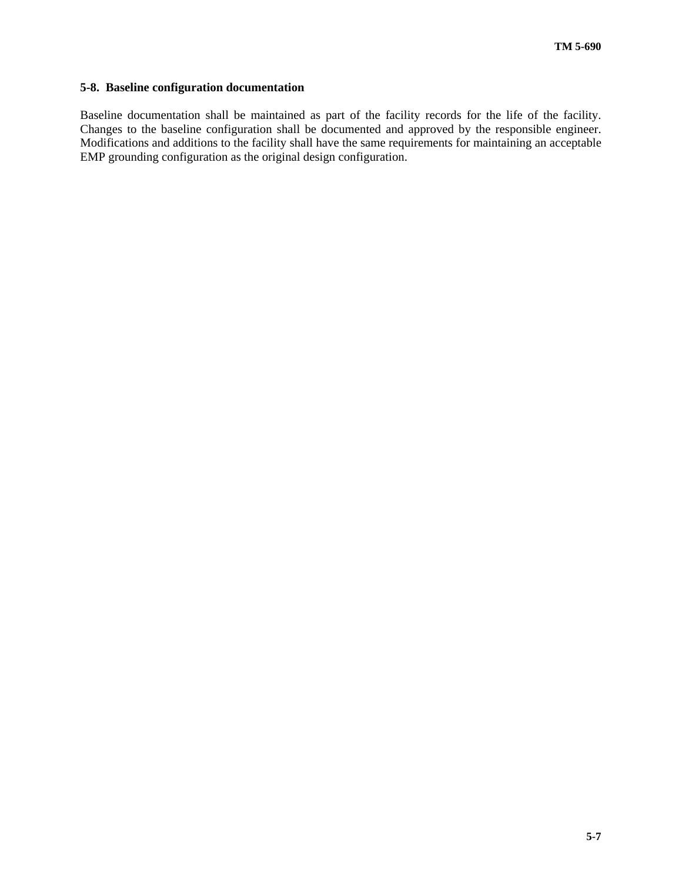### 5-8. Baseline configuration documentation

Baseline documentation shall be maintained as part of the facility records for the life of the facility. Changes to the baseline configuration shall be documented and approved by the responsible engineer. Modifications and additions to the facility shall have the same requirements for maintaining an acceptable EMP grounding configuration as the original design configuration.